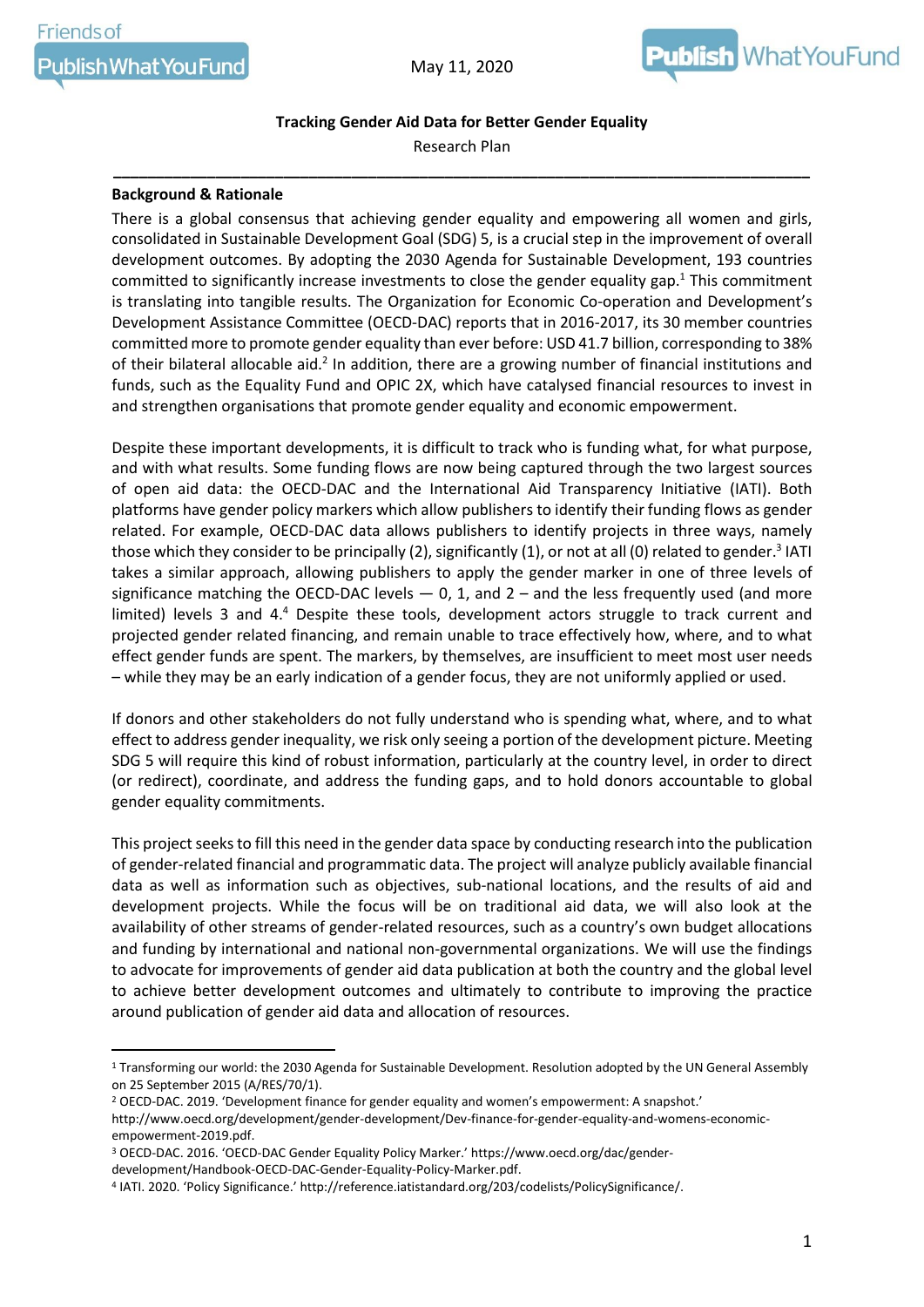Friends of Publish What You Fund

May 11, 2020

Publish What You Fund

**Tracking Gender Aid Data for Better Gender Equality**

Research Plan

---

**Background & Rationale**

There is a global consensus that achieving gender equality and empowering all women and girls, consolidated in Sustainable Development Goal (SDG) 5, is a crucial step in the improvement of overall development outcomes. By adopting the 2030 Agenda for Sustainable Development, 193 countries committed to significantly increase investments to close the gender equality gap.[1] This commitment is translating into tangible results. The Organization for Economic Co-operation and Development's Development Assistance Committee (OECD-DAC) reports that in 2016-2017, its 30 member countries committed more to promote gender equality than ever before: USD 41.7 billion, corresponding to 38% of their bilateral allocable aid.[2] In addition, there are a growing number of financial institutions and funds, such as the Equality Fund and OPIC 2X, which have catalysed financial resources to invest in and strengthen organisations that promote gender equality and economic empowerment.

Despite these important developments, it is difficult to track who is funding what, for what purpose, and with what results. Some funding flows are now being captured through the two largest sources of open aid data: the OECD-DAC and the International Aid Transparency Initiative (IATI). Both platforms have gender policy markers which allow publishers to identify their funding flows as gender related. For example, OECD-DAC data allows publishers to identify projects in three ways, namely those which they consider to be principally (2), significantly (1), or not at all (0) related to gender.[3] IATI takes a similar approach, allowing publishers to apply the gender marker in one of three levels of significance matching the OECD-DAC levels — 0, 1, and 2 – and the less frequently used (and more limited) levels 3 and 4.[4] Despite these tools, development actors struggle to track current and projected gender related financing, and remain unable to trace effectively how, where, and to what effect gender funds are spent. The markers, by themselves, are insufficient to meet most user needs – while they may be an early indication of a gender focus, they are not uniformly applied or used.

If donors and other stakeholders do not fully understand who is spending what, where, and to what effect to address gender inequality, we risk only seeing a portion of the development picture. Meeting SDG 5 will require this kind of robust information, particularly at the country level, in order to direct (or redirect), coordinate, and address the funding gaps, and to hold donors accountable to global gender equality commitments.

This project seeks to fill this need in the gender data space by conducting research into the publication of gender-related financial and programmatic data. The project will analyze publicly available financial data as well as information such as objectives, sub-national locations, and the results of aid and development projects. While the focus will be on traditional aid data, we will also look at the availability of other streams of gender-related resources, such as a country's own budget allocations and funding by international and national non-governmental organizations. We will use the findings to advocate for improvements of gender aid data publication at both the country and the global level to achieve better development outcomes and ultimately to contribute to improving the practice around publication of gender aid data and allocation of resources.

---

[1] Transforming our world: the 2030 Agenda for Sustainable Development. Resolution adopted by the UN General Assembly on 25 September 2015 (A/RES/70/1).

[2] OECD-DAC. 2019. 'Development finance for gender equality and women's empowerment: A snapshot.' http://www.oecd.org/development/gender-development/Dev-finance-for-gender-equality-and-womens-economic-empowerment-2019.pdf.

[3] OECD-DAC. 2016. 'OECD-DAC Gender Equality Policy Marker.' https://www.oecd.org/dac/gender-development/Handbook-OECD-DAC-Gender-Equality-Policy-Marker.pdf.

[4] IATI. 2020. 'Policy Significance.' http://reference.iatistandard.org/203/codelists/PolicySignificance/.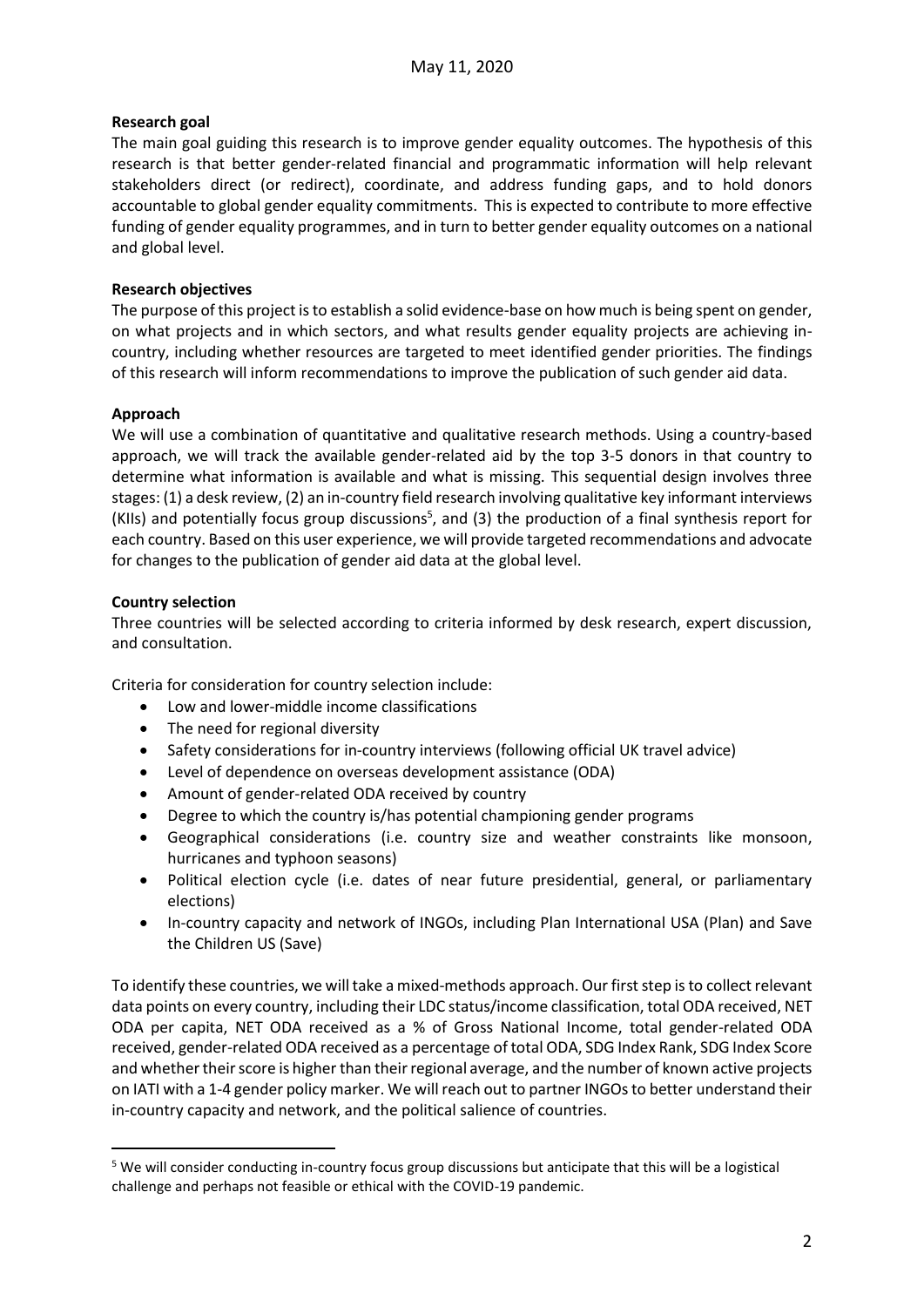May 11, 2020

**Research goal**

The main goal guiding this research is to improve gender equality outcomes. The hypothesis of this research is that better gender-related financial and programmatic information will help relevant stakeholders direct (or redirect), coordinate, and address funding gaps, and to hold donors accountable to global gender equality commitments. This is expected to contribute to more effective funding of gender equality programmes, and in turn to better gender equality outcomes on a national and global level.

**Research objectives**

The purpose of this project is to establish a solid evidence-base on how much is being spent on gender, on what projects and in which sectors, and what results gender equality projects are achieving in-country, including whether resources are targeted to meet identified gender priorities. The findings of this research will inform recommendations to improve the publication of such gender aid data.

**Approach**

We will use a combination of quantitative and qualitative research methods. Using a country-based approach, we will track the available gender-related aid by the top 3-5 donors in that country to determine what information is available and what is missing. This sequential design involves three stages: (1) a desk review, (2) an in-country field research involving qualitative key informant interviews (KIIs) and potentially focus group discussions[5], and (3) the production of a final synthesis report for each country. Based on this user experience, we will provide targeted recommendations and advocate for changes to the publication of gender aid data at the global level.

**Country selection**

Three countries will be selected according to criteria informed by desk research, expert discussion, and consultation.

Criteria for consideration for country selection include:

- Low and lower-middle income classifications
- The need for regional diversity
- Safety considerations for in-country interviews (following official UK travel advice)
- Level of dependence on overseas development assistance (ODA)
- Amount of gender-related ODA received by country
- Degree to which the country is/has potential championing gender programs
- Geographical considerations (i.e. country size and weather constraints like monsoon, hurricanes and typhoon seasons)
- Political election cycle (i.e. dates of near future presidential, general, or parliamentary elections)
- In-country capacity and network of INGOs, including Plan International USA (Plan) and Save the Children US (Save)

To identify these countries, we will take a mixed-methods approach. Our first step is to collect relevant data points on every country, including their LDC status/income classification, total ODA received, NET ODA per capita, NET ODA received as a % of Gross National Income, total gender-related ODA received, gender-related ODA received as a percentage of total ODA, SDG Index Rank, SDG Index Score and whether their score is higher than their regional average, and the number of known active projects on IATI with a 1-4 gender policy marker. We will reach out to partner INGOs to better understand their in-country capacity and network, and the political salience of countries.

---

[5] We will consider conducting in-country focus group discussions but anticipate that this will be a logistical challenge and perhaps not feasible or ethical with the COVID-19 pandemic.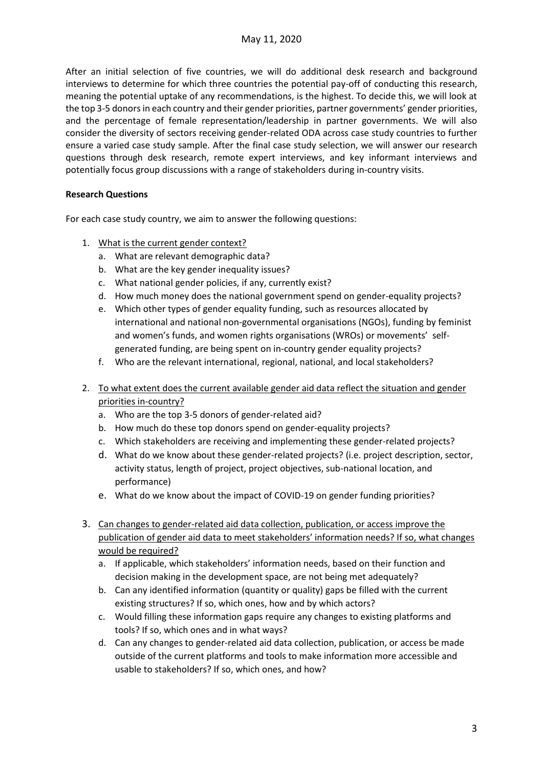After an initial selection of five countries, we will do additional desk research and background interviews to determine for which three countries the potential pay-off of conducting this research, meaning the potential uptake of any recommendations, is the highest. To decide this, we will look at the top 3-5 donors in each country and their gender priorities, partner governments' gender priorities, and the percentage of female representation/leadership in partner governments. We will also consider the diversity of sectors receiving gender-related ODA across case study countries to further ensure a varied case study sample. After the final case study selection, we will answer our research questions through desk research, remote expert interviews, and key informant interviews and potentially focus group discussions with a range of stakeholders during in-country visits.

**Research Questions**

For each case study country, we aim to answer the following questions:

1. <u>What is the current gender context?</u>
   a. What are relevant demographic data?
   b. What are the key gender inequality issues?
   c. What national gender policies, if any, currently exist?
   d. How much money does the national government spend on gender-equality projects?
   e. Which other types of gender equality funding, such as resources allocated by international and national non-governmental organisations (NGOs), funding by feminist and women's funds, and women rights organisations (WROs) or movements' self-generated funding, are being spent on in-country gender equality projects?
   f. Who are the relevant international, regional, national, and local stakeholders?

2. <u>To what extent does the current available gender aid data reflect the situation and gender priorities in-country?</u>
   a. Who are the top 3-5 donors of gender-related aid?
   b. How much do these top donors spend on gender-equality projects?
   c. Which stakeholders are receiving and implementing these gender-related projects?
   d. What do we know about these gender-related projects? (i.e. project description, sector, activity status, length of project, project objectives, sub-national location, and performance)
   e. What do we know about the impact of COVID-19 on gender funding priorities?

3. <u>Can changes to gender-related aid data collection, publication, or access improve the publication of gender aid data to meet stakeholders' information needs? If so, what changes would be required?</u>
   a. If applicable, which stakeholders' information needs, based on their function and decision making in the development space, are not being met adequately?
   b. Can any identified information (quantity or quality) gaps be filled with the current existing structures? If so, which ones, how and by which actors?
   c. Would filling these information gaps require any changes to existing platforms and tools? If so, which ones and in what ways?
   d. Can any changes to gender-related aid data collection, publication, or access be made outside of the current platforms and tools to make information more accessible and usable to stakeholders? If so, which ones, and how?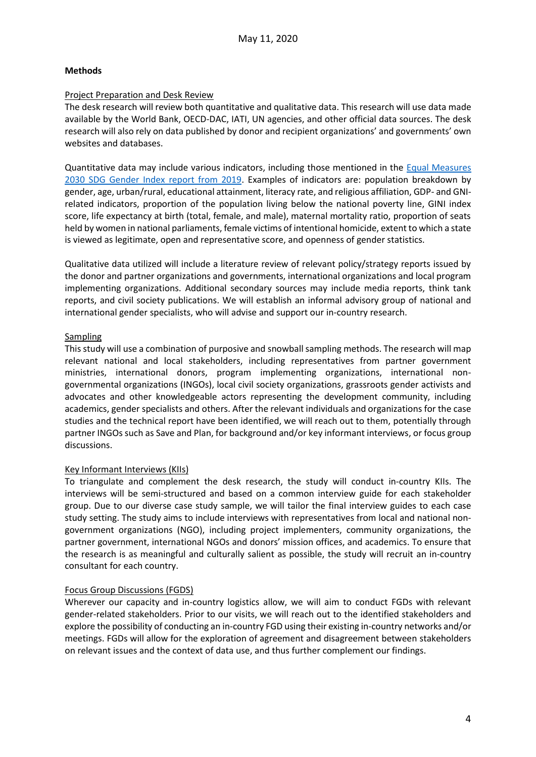**Methods**

Project Preparation and Desk Review

The desk research will review both quantitative and qualitative data. This research will use data made available by the World Bank, OECD-DAC, IATI, UN agencies, and other official data sources. The desk research will also rely on data published by donor and recipient organizations' and governments' own websites and databases.

Quantitative data may include various indicators, including those mentioned in the Equal Measures 2030 SDG Gender Index report from 2019. Examples of indicators are: population breakdown by gender, age, urban/rural, educational attainment, literacy rate, and religious affiliation, GDP- and GNI-related indicators, proportion of the population living below the national poverty line, GINI index score, life expectancy at birth (total, female, and male), maternal mortality ratio, proportion of seats held by women in national parliaments, female victims of intentional homicide, extent to which a state is viewed as legitimate, open and representative score, and openness of gender statistics.

Qualitative data utilized will include a literature review of relevant policy/strategy reports issued by the donor and partner organizations and governments, international organizations and local program implementing organizations. Additional secondary sources may include media reports, think tank reports, and civil society publications. We will establish an informal advisory group of national and international gender specialists, who will advise and support our in-country research.

Sampling

This study will use a combination of purposive and snowball sampling methods. The research will map relevant national and local stakeholders, including representatives from partner government ministries, international donors, program implementing organizations, international non-governmental organizations (INGOs), local civil society organizations, grassroots gender activists and advocates and other knowledgeable actors representing the development community, including academics, gender specialists and others. After the relevant individuals and organizations for the case studies and the technical report have been identified, we will reach out to them, potentially through partner INGOs such as Save and Plan, for background and/or key informant interviews, or focus group discussions.

Key Informant Interviews (KIIs)

To triangulate and complement the desk research, the study will conduct in-country KIIs. The interviews will be semi-structured and based on a common interview guide for each stakeholder group. Due to our diverse case study sample, we will tailor the final interview guides to each case study setting. The study aims to include interviews with representatives from local and national non-government organizations (NGO), including project implementers, community organizations, the partner government, international NGOs and donors' mission offices, and academics. To ensure that the research is as meaningful and culturally salient as possible, the study will recruit an in-country consultant for each country.

Focus Group Discussions (FGDS)

Wherever our capacity and in-country logistics allow, we will aim to conduct FGDs with relevant gender-related stakeholders. Prior to our visits, we will reach out to the identified stakeholders and explore the possibility of conducting an in-country FGD using their existing in-country networks and/or meetings. FGDs will allow for the exploration of agreement and disagreement between stakeholders on relevant issues and the context of data use, and thus further complement our findings.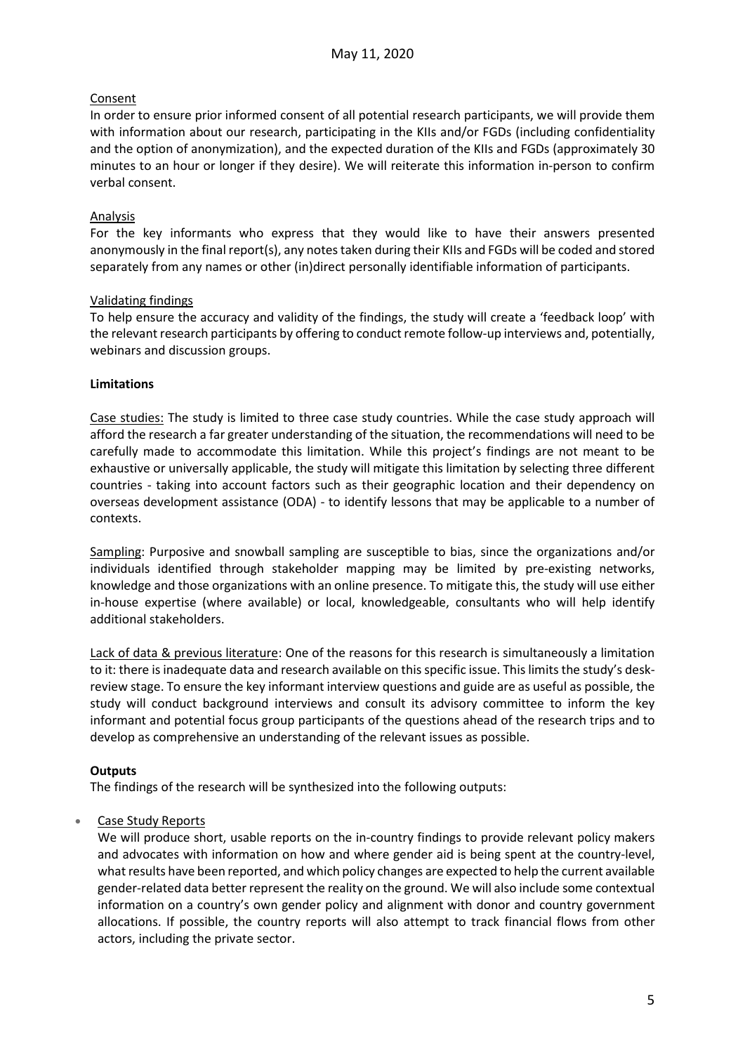Consent

In order to ensure prior informed consent of all potential research participants, we will provide them with information about our research, participating in the KIIs and/or FGDs (including confidentiality and the option of anonymization), and the expected duration of the KIIs and FGDs (approximately 30 minutes to an hour or longer if they desire). We will reiterate this information in-person to confirm verbal consent.

Analysis

For the key informants who express that they would like to have their answers presented anonymously in the final report(s), any notes taken during their KIIs and FGDs will be coded and stored separately from any names or other (in)direct personally identifiable information of participants.

Validating findings

To help ensure the accuracy and validity of the findings, the study will create a 'feedback loop' with the relevant research participants by offering to conduct remote follow-up interviews and, potentially, webinars and discussion groups.

**Limitations**

Case studies: The study is limited to three case study countries. While the case study approach will afford the research a far greater understanding of the situation, the recommendations will need to be carefully made to accommodate this limitation. While this project's findings are not meant to be exhaustive or universally applicable, the study will mitigate this limitation by selecting three different countries - taking into account factors such as their geographic location and their dependency on overseas development assistance (ODA) - to identify lessons that may be applicable to a number of contexts.

Sampling: Purposive and snowball sampling are susceptible to bias, since the organizations and/or individuals identified through stakeholder mapping may be limited by pre-existing networks, knowledge and those organizations with an online presence. To mitigate this, the study will use either in-house expertise (where available) or local, knowledgeable, consultants who will help identify additional stakeholders.

Lack of data & previous literature: One of the reasons for this research is simultaneously a limitation to it: there is inadequate data and research available on this specific issue. This limits the study's desk-review stage. To ensure the key informant interview questions and guide are as useful as possible, the study will conduct background interviews and consult its advisory committee to inform the key informant and potential focus group participants of the questions ahead of the research trips and to develop as comprehensive an understanding of the relevant issues as possible.

**Outputs**

The findings of the research will be synthesized into the following outputs:

- Case Study Reports

  We will produce short, usable reports on the in-country findings to provide relevant policy makers and advocates with information on how and where gender aid is being spent at the country-level, what results have been reported, and which policy changes are expected to help the current available gender-related data better represent the reality on the ground. We will also include some contextual information on a country's own gender policy and alignment with donor and country government allocations. If possible, the country reports will also attempt to track financial flows from other actors, including the private sector.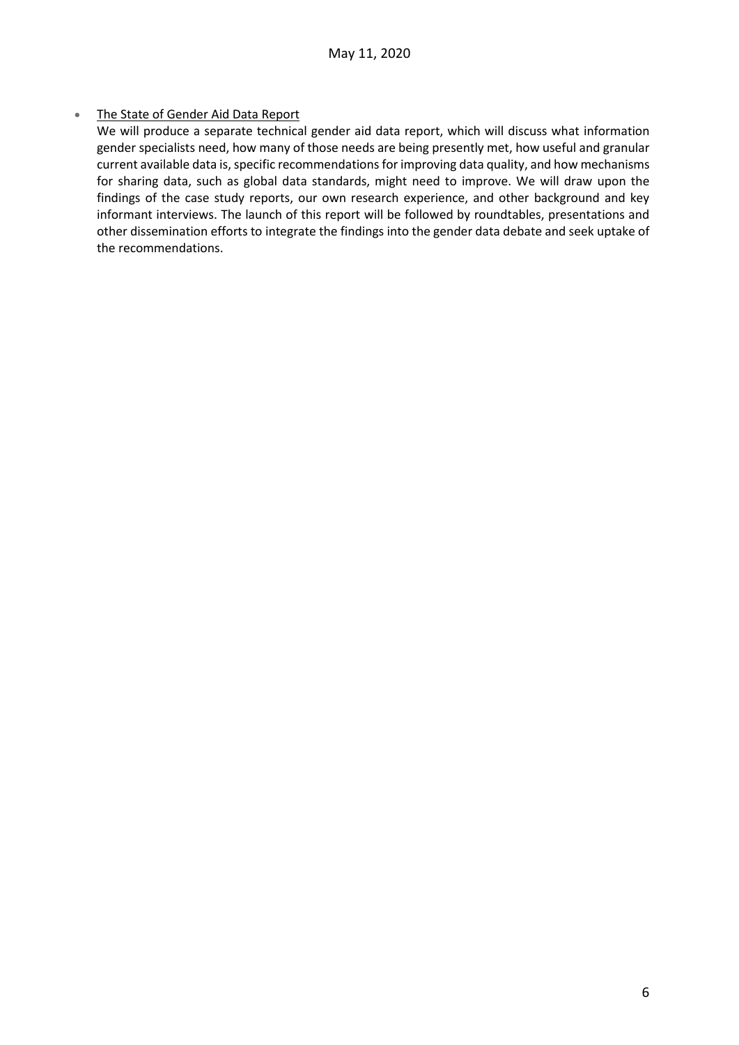- The State of Gender Aid Data Report

  We will produce a separate technical gender aid data report, which will discuss what information gender specialists need, how many of those needs are being presently met, how useful and granular current available data is, specific recommendations for improving data quality, and how mechanisms for sharing data, such as global data standards, might need to improve. We will draw upon the findings of the case study reports, our own research experience, and other background and key informant interviews. The launch of this report will be followed by roundtables, presentations and other dissemination efforts to integrate the findings into the gender data debate and seek uptake of the recommendations.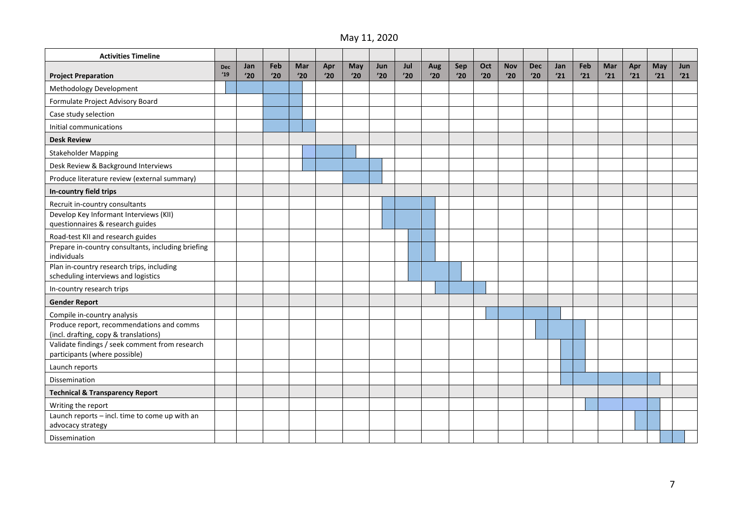| Activities Timeline | | | | | | | | | | | | | | | | | | | |
|---|---|---|---|---|---|---|---|---|---|---|---|---|---|---|---|---|---|---|---|
| **Project Preparation** | Dec '19 | Jan '20 | Feb '20 | Mar '20 | Apr '20 | May '20 | Jun '20 | Jul '20 | Aug '20 | Sep '20 | Oct '20 | Nov '20 | Dec '20 | Jan '21 | Feb '21 | Mar '21 | Apr '21 | May '21 | Jun '21 |
| Methodology Development | | | | | | | | | | | | | | | | | | | |
| Formulate Project Advisory Board | | | | | | | | | | | | | | | | | | | |
| Case study selection | | | | | | | | | | | | | | | | | | | |
| Initial communications | | | | | | | | | | | | | | | | | | | |
| **Desk Review** | | | | | | | | | | | | | | | | | | | |
| Stakeholder Mapping | | | | | | | | | | | | | | | | | | | |
| Desk Review & Background Interviews | | | | | | | | | | | | | | | | | | | |
| Produce literature review (external summary) | | | | | | | | | | | | | | | | | | | |
| **In-country field trips** | | | | | | | | | | | | | | | | | | | |
| Recruit in-country consultants | | | | | | | | | | | | | | | | | | | |
| Develop Key Informant Interviews (KII) questionnaires & research guides | | | | | | | | | | | | | | | | | | | |
| Road-test KII and research guides | | | | | | | | | | | | | | | | | | | |
| Prepare in-country consultants, including briefing individuals | | | | | | | | | | | | | | | | | | | |
| Plan in-country research trips, including scheduling interviews and logistics | | | | | | | | | | | | | | | | | | | |
| In-country research trips | | | | | | | | | | | | | | | | | | | |
| **Gender Report** | | | | | | | | | | | | | | | | | | | |
| Compile in-country analysis | | | | | | | | | | | | | | | | | | | |
| Produce report, recommendations and comms (incl. drafting, copy & translations) | | | | | | | | | | | | | | | | | | | |
| Validate findings / seek comment from research participants (where possible) | | | | | | | | | | | | | | | | | | | |
| Launch reports | | | | | | | | | | | | | | | | | | | |
| Dissemination | | | | | | | | | | | | | | | | | | | |
| **Technical & Transparency Report** | | | | | | | | | | | | | | | | | | | |
| Writing the report | | | | | | | | | | | | | | | | | | | |
| Launch reports – incl. time to come up with an advocacy strategy | | | | | | | | | | | | | | | | | | | |
| Dissemination | | | | | | | | | | | | | | | | | | | |